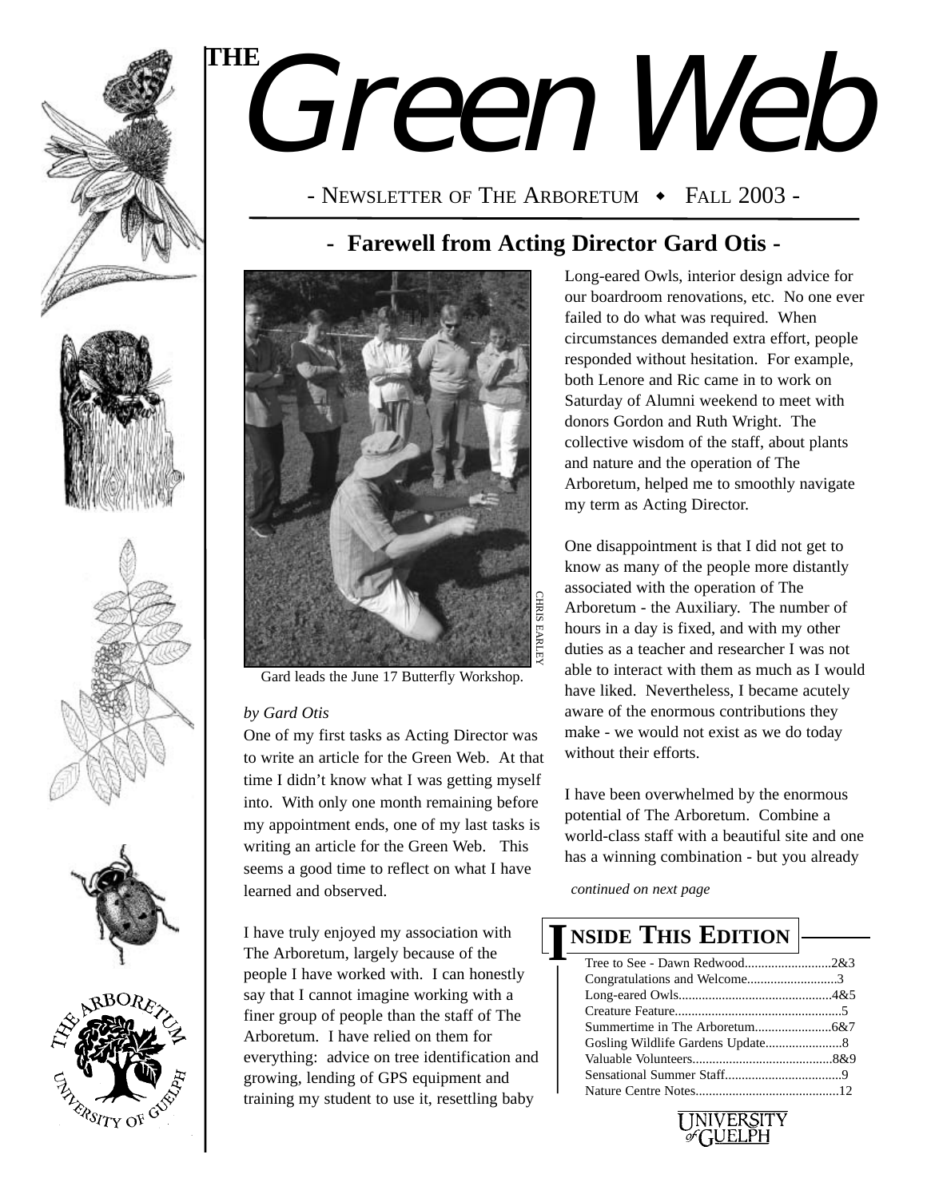# THE Green Web

- NEWSLETTER OF THE ARBORETUM ◆ FALL 2003 -

## - Farewell from Acting Director Gard Otis -

CHRIS EARLEY

Gard leads the June 17 Butterfly Workshop.

*by Gard Otis*

One of my first tasks as Acting Director was to write an article for the Green Web. At that time I didn't know what I was getting myself into. With only one month remaining before my appointment ends, one of my last tasks is writing an article for the Green Web. This seems a good time to reflect on what I have learned and observed.

I have truly enjoyed my association with The Arboretum, largely because of the people I have worked with. I can honestly say that I cannot imagine working with a finer group of people than the staff of The Arboretum. I have relied on them for everything: advice on tree identification and growing, lending of GPS equipment and training my student to use it, resettling baby Long-eared Owls, interior design advice for our boardroom renovations, etc. No one ever failed to do what was required. When circumstances demanded extra effort, people responded without hesitation. For example, both Lenore and Ric came in to work on Saturday of Alumni weekend to meet with donors Gordon and Ruth Wright. The collective wisdom of the staff, about plants and nature and the operation of The Arboretum, helped me to smoothly navigate my term as Acting Director.

One disappointment is that I did not get to know as many of the people more distantly associated with the operation of The Arboretum - the Auxiliary. The number of hours in a day is fixed, and with my other duties as a teacher and researcher I was not able to interact with them as much as I would have liked. Nevertheless, I became acutely aware of the enormous contributions they make - we would not exist as we do today without their efforts.

I have been overwhelmed by the enormous potential of The Arboretum. Combine a world-class staff with a beautiful site and one has a winning combination - but you already

*continued on next page*

## INSIDE THIS EDITION

- Tree to See - Dawn Redwood..........................2&3
- Congratulations and Welcome...........................3
- Long-eared Owls.............................................4&5
- Creature Feature..................................................5
- Summertime in The Arboretum.......................6&7
- Gosling Wildlife Gardens Update.......................8
- Valuable Volunteers..........................................8&9
- Sensational Summer Staff...................................9
- Nature Centre Notes...........................................12

THE ARBORETUM UNIVERSITY OF GUELPH

UNIVERSITY of GUELPH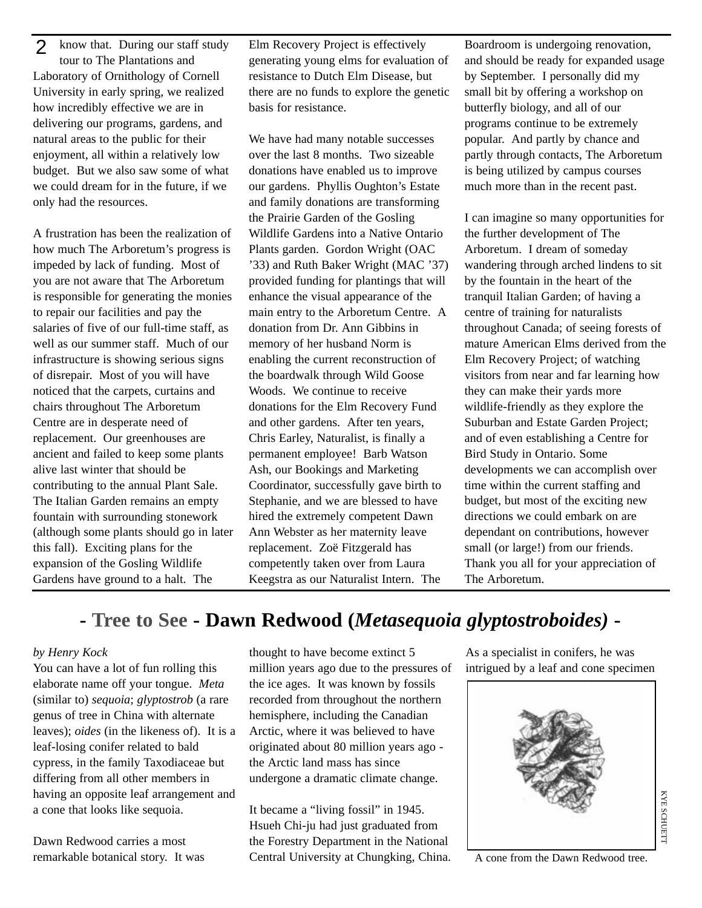know that. During our staff study tour to The Plantations and Laboratory of Ornithology of Cornell University in early spring, we realized how incredibly effective we are in delivering our programs, gardens, and natural areas to the public for their enjoyment, all within a relatively low budget. But we also saw some of what we could dream for in the future, if we only had the resources.

A frustration has been the realization of how much The Arboretum's progress is impeded by lack of funding. Most of you are not aware that The Arboretum is responsible for generating the monies to repair our facilities and pay the salaries of five of our full-time staff, as well as our summer staff. Much of our infrastructure is showing serious signs of disrepair. Most of you will have noticed that the carpets, curtains and chairs throughout The Arboretum Centre are in desperate need of replacement. Our greenhouses are ancient and failed to keep some plants alive last winter that should be contributing to the annual Plant Sale. The Italian Garden remains an empty fountain with surrounding stonework (although some plants should go in later this fall). Exciting plans for the expansion of the Gosling Wildlife Gardens have ground to a halt. The Elm Recovery Project is effectively generating young elms for evaluation of resistance to Dutch Elm Disease, but there are no funds to explore the genetic basis for resistance.

We have had many notable successes over the last 8 months. Two sizeable donations have enabled us to improve our gardens. Phyllis Oughton's Estate and family donations are transforming the Prairie Garden of the Gosling Wildlife Gardens into a Native Ontario Plants garden. Gordon Wright (OAC '33) and Ruth Baker Wright (MAC '37) provided funding for plantings that will enhance the visual appearance of the main entry to the Arboretum Centre. A donation from Dr. Ann Gibbins in memory of her husband Norm is enabling the current reconstruction of the boardwalk through Wild Goose Woods. We continue to receive donations for the Elm Recovery Fund and other gardens. After ten years, Chris Earley, Naturalist, is finally a permanent employee! Barb Watson Ash, our Bookings and Marketing Coordinator, successfully gave birth to Stephanie, and we are blessed to have hired the extremely competent Dawn Ann Webster as her maternity leave replacement. Zoë Fitzgerald has competently taken over from Laura Keegstra as our Naturalist Intern. The Boardroom is undergoing renovation, and should be ready for expanded usage by September. I personally did my small bit by offering a workshop on butterfly biology, and all of our programs continue to be extremely popular. And partly by chance and partly through contacts, The Arboretum is being utilized by campus courses much more than in the recent past.

I can imagine so many opportunities for the further development of The Arboretum. I dream of someday wandering through arched lindens to sit by the fountain in the heart of the tranquil Italian Garden; of having a centre of training for naturalists throughout Canada; of seeing forests of mature American Elms derived from the Elm Recovery Project; of watching visitors from near and far learning how they can make their yards more wildlife-friendly as they explore the Suburban and Estate Garden Project; and of even establishing a Centre for Bird Study in Ontario. Some developments we can accomplish over time within the current staffing and budget, but most of the exciting new directions we could embark on are dependant on contributions, however small (or large!) from our friends. Thank you all for your appreciation of The Arboretum.

## - Tree to See - Dawn Redwood (*Metasequoia glyptostroboides*) -

*by Henry Kock*

You can have a lot of fun rolling this elaborate name off your tongue. *Meta* (similar to) *sequoia*; *glyptostrob* (a rare genus of tree in China with alternate leaves); *oides* (in the likeness of). It is a leaf-losing conifer related to bald cypress, in the family Taxodiaceae but differing from all other members in having an opposite leaf arrangement and a cone that looks like sequoia.

Dawn Redwood carries a most remarkable botanical story. It was thought to have become extinct 5 million years ago due to the pressures of the ice ages. It was known by fossils recorded from throughout the northern hemisphere, including the Canadian Arctic, where it was believed to have originated about 80 million years ago - the Arctic land mass has since undergone a dramatic climate change.

It became a "living fossil" in 1945. Hsueh Chi-ju had just graduated from the Forestry Department in the National Central University at Chungking, China. As a specialist in conifers, he was intrigued by a leaf and cone specimen

KYE SCHUETT

A cone from the Dawn Redwood tree.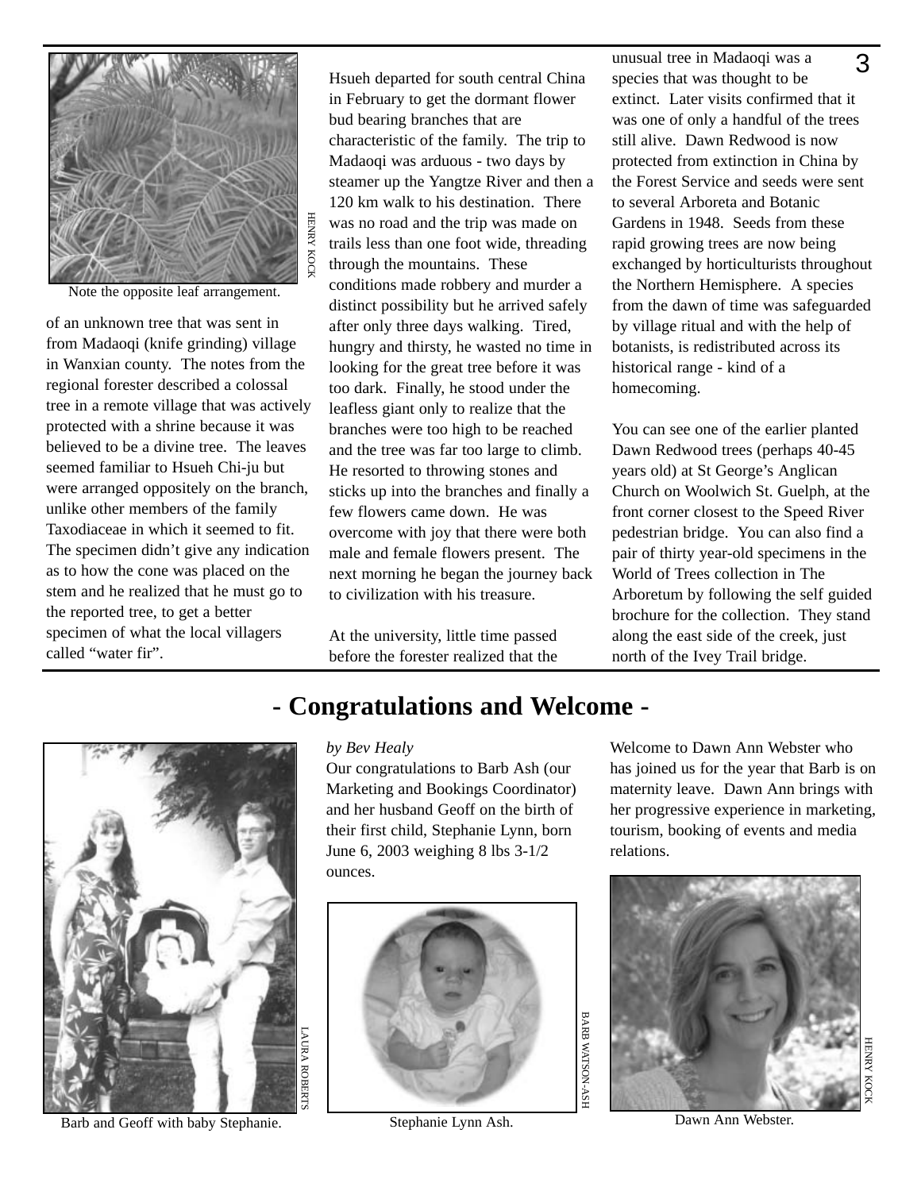Note the opposite leaf arrangement.

of an unknown tree that was sent in from Madaoqi (knife grinding) village in Wanxian county. The notes from the regional forester described a colossal tree in a remote village that was actively protected with a shrine because it was believed to be a divine tree. The leaves seemed familiar to Hsueh Chi-ju but were arranged oppositely on the branch, unlike other members of the family Taxodiaceae in which it seemed to fit. The specimen didn't give any indication as to how the cone was placed on the stem and he realized that he must go to the reported tree, to get a better specimen of what the local villagers called "water fir".

Hsueh departed for south central China in February to get the dormant flower bud bearing branches that are characteristic of the family. The trip to Madaoqi was arduous - two days by steamer up the Yangtze River and then a 120 km walk to his destination. There was no road and the trip was made on trails less than one foot wide, threading through the mountains. These conditions made robbery and murder a distinct possibility but he arrived safely after only three days walking. Tired, hungry and thirsty, he wasted no time in looking for the great tree before it was too dark. Finally, he stood under the leafless giant only to realize that the branches were too high to be reached and the tree was far too large to climb. He resorted to throwing stones and sticks up into the branches and finally a few flowers came down. He was overcome with joy that there were both male and female flowers present. The next morning he began the journey back to civilization with his treasure.

At the university, little time passed before the forester realized that the unusual tree in Madaoqi was a species that was thought to be extinct. Later visits confirmed that it was one of only a handful of the trees still alive. Dawn Redwood is now protected from extinction in China by the Forest Service and seeds were sent to several Arboreta and Botanic Gardens in 1948. Seeds from these rapid growing trees are now being exchanged by horticulturists throughout the Northern Hemisphere. A species from the dawn of time was safeguarded by village ritual and with the help of botanists, is redistributed across its historical range - kind of a homecoming.

You can see one of the earlier planted Dawn Redwood trees (perhaps 40-45 years old) at St George's Anglican Church on Woolwich St. Guelph, at the front corner closest to the Speed River pedestrian bridge. You can also find a pair of thirty year-old specimens in the World of Trees collection in The Arboretum by following the self guided brochure for the collection. They stand along the east side of the creek, just north of the Ivey Trail bridge.

## - Congratulations and Welcome -

*by Bev Healy*

Our congratulations to Barb Ash (our Marketing and Bookings Coordinator) and her husband Geoff on the birth of their first child, Stephanie Lynn, born June 6, 2003 weighing 8 lbs 3-1/2 ounces.

Welcome to Dawn Ann Webster who has joined us for the year that Barb is on maternity leave. Dawn Ann brings with her progressive experience in marketing, tourism, booking of events and media relations.

Barb and Geoff with baby Stephanie.

Stephanie Lynn Ash.

Dawn Ann Webster.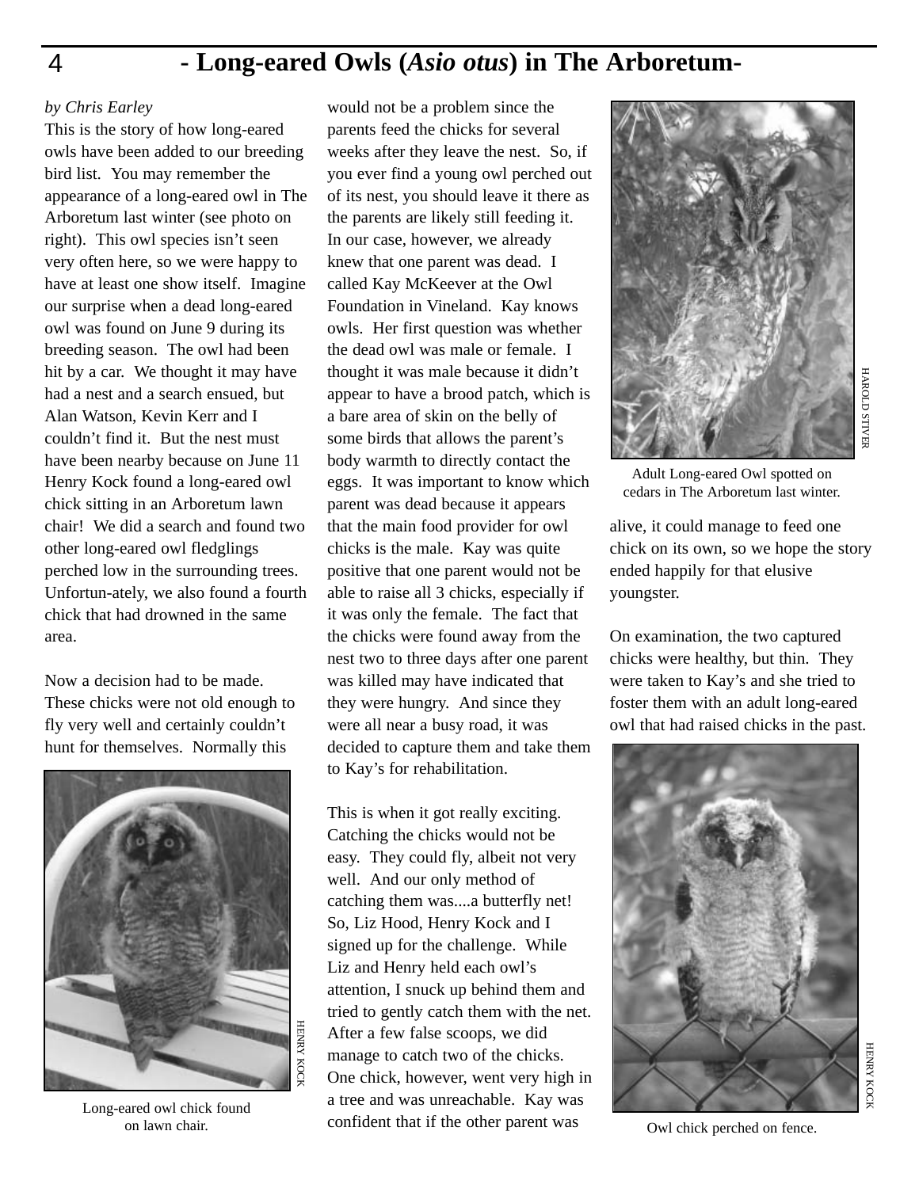# - Long-eared Owls (*Asio otus*) in The Arboretum-

*by Chris Earley*

This is the story of how long-eared owls have been added to our breeding bird list. You may remember the appearance of a long-eared owl in The Arboretum last winter (see photo on right). This owl species isn't seen very often here, so we were happy to have at least one show itself. Imagine our surprise when a dead long-eared owl was found on June 9 during its breeding season. The owl had been hit by a car. We thought it may have had a nest and a search ensued, but Alan Watson, Kevin Kerr and I couldn't find it. But the nest must have been nearby because on June 11 Henry Kock found a long-eared owl chick sitting in an Arboretum lawn chair! We did a search and found two other long-eared owl fledglings perched low in the surrounding trees. Unfortun-ately, we also found a fourth chick that had drowned in the same area.

Now a decision had to be made. These chicks were not old enough to fly very well and certainly couldn't hunt for themselves. Normally this would not be a problem since the parents feed the chicks for several weeks after they leave the nest. So, if you ever find a young owl perched out of its nest, you should leave it there as the parents are likely still feeding it. In our case, however, we already knew that one parent was dead. I called Kay McKeever at the Owl Foundation in Vineland. Kay knows owls. Her first question was whether the dead owl was male or female. I thought it was male because it didn't appear to have a brood patch, which is a bare area of skin on the belly of some birds that allows the parent's body warmth to directly contact the eggs. It was important to know which parent was dead because it appears that the main food provider for owl chicks is the male. Kay was quite positive that one parent would not be able to raise all 3 chicks, especially if it was only the female. The fact that the chicks were found away from the nest two to three days after one parent was killed may have indicated that they were hungry. And since they were all near a busy road, it was decided to capture them and take them to Kay's for rehabilitation.

HENRY KOCK

Long-eared owl chick found on lawn chair.

This is when it got really exciting. Catching the chicks would not be easy. They could fly, albeit not very well. And our only method of catching them was....a butterfly net! So, Liz Hood, Henry Kock and I signed up for the challenge. While Liz and Henry held each owl's attention, I snuck up behind them and tried to gently catch them with the net. After a few false scoops, we did manage to catch two of the chicks. One chick, however, went very high in a tree and was unreachable. Kay was confident that if the other parent was alive, it could manage to feed one chick on its own, so we hope the story ended happily for that elusive youngster.

HAROLD STIVER

Adult Long-eared Owl spotted on cedars in The Arboretum last winter.

On examination, the two captured chicks were healthy, but thin. They were taken to Kay's and she tried to foster them with an adult long-eared owl that had raised chicks in the past.

HENRY KOCK

Owl chick perched on fence.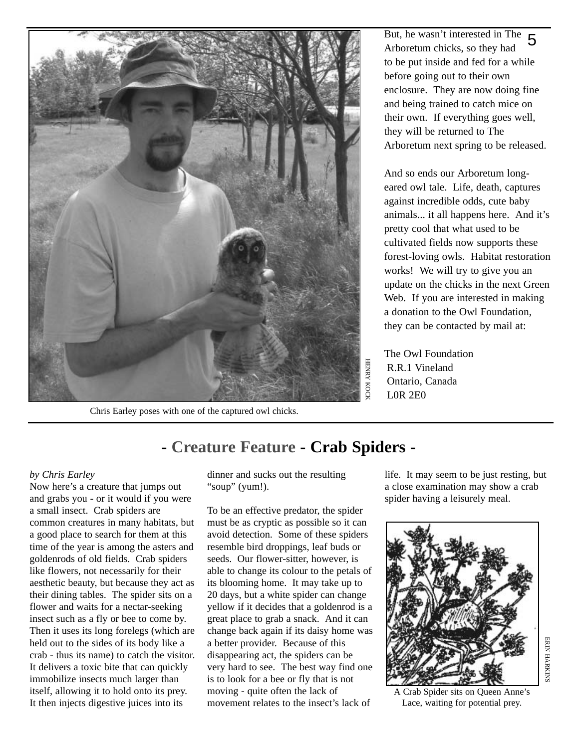Chris Earley poses with one of the captured owl chicks.

HENRY KOCK

But, he wasn't interested in The Arboretum chicks, so they had to be put inside and fed for a while before going out to their own enclosure. They are now doing fine and being trained to catch mice on their own. If everything goes well, they will be returned to The Arboretum next spring to be released.

And so ends our Arboretum long-eared owl tale. Life, death, captures against incredible odds, cute baby animals... it all happens here. And it's pretty cool that what used to be cultivated fields now supports these forest-loving owls. Habitat restoration works! We will try to give you an update on the chicks in the next Green Web. If you are interested in making a donation to the Owl Foundation, they can be contacted by mail at:

The Owl Foundation
R.R.1 Vineland
Ontario, Canada
L0R 2E0

## - Creature Feature - Crab Spiders -

*by Chris Earley*

Now here's a creature that jumps out and grabs you - or it would if you were a small insect. Crab spiders are common creatures in many habitats, but a good place to search for them at this time of the year is among the asters and goldenrods of old fields. Crab spiders like flowers, not necessarily for their aesthetic beauty, but because they act as their dining tables. The spider sits on a flower and waits for a nectar-seeking insect such as a fly or bee to come by. Then it uses its long forelegs (which are held out to the sides of its body like a crab - thus its name) to catch the visitor. It delivers a toxic bite that can quickly immobilize insects much larger than itself, allowing it to hold onto its prey. It then injects digestive juices into its dinner and sucks out the resulting "soup" (yum!).

To be an effective predator, the spider must be as cryptic as possible so it can avoid detection. Some of these spiders resemble bird droppings, leaf buds or seeds. Our flower-sitter, however, is able to change its colour to the petals of its blooming home. It may take up to 20 days, but a white spider can change yellow if it decides that a goldenrod is a great place to grab a snack. And it can change back again if its daisy home was a better provider. Because of this disappearing act, the spiders can be very hard to see. The best way find one is to look for a bee or fly that is not moving - quite often the lack of movement relates to the insect's lack of life. It may seem to be just resting, but a close examination may show a crab spider having a leisurely meal.

A Crab Spider sits on Queen Anne's Lace, waiting for potential prey.

ERIN HARKINS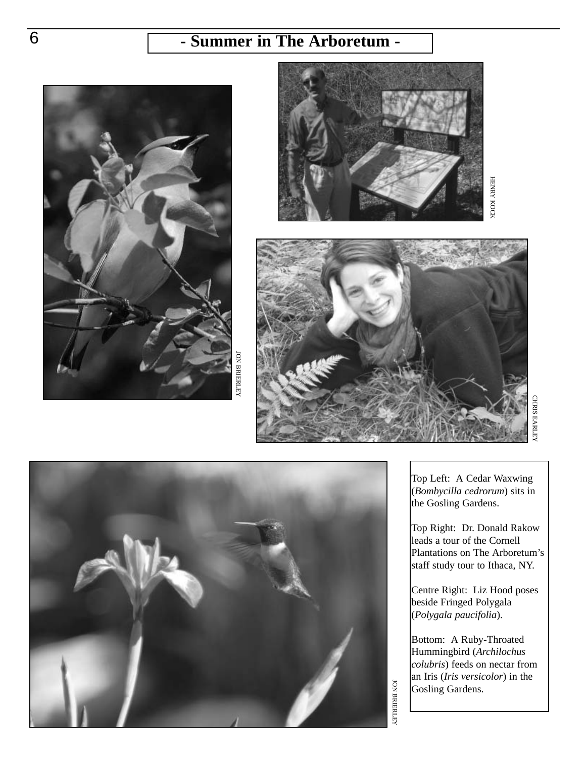# - Summer in The Arboretum -

JON BRIERLEY

HENRY KOCK

CHRIS EARLEY

JON BRIERLEY

Top Left: A Cedar Waxwing (*Bombycilla cedrorum*) sits in the Gosling Gardens.

Top Right: Dr. Donald Rakow leads a tour of the Cornell Plantations on The Arboretum's staff study tour to Ithaca, NY.

Centre Right: Liz Hood poses beside Fringed Polygala (*Polygala paucifolia*).

Bottom: A Ruby-Throated Hummingbird (*Archilochus colubris*) feeds on nectar from an Iris (*Iris versicolor*) in the Gosling Gardens.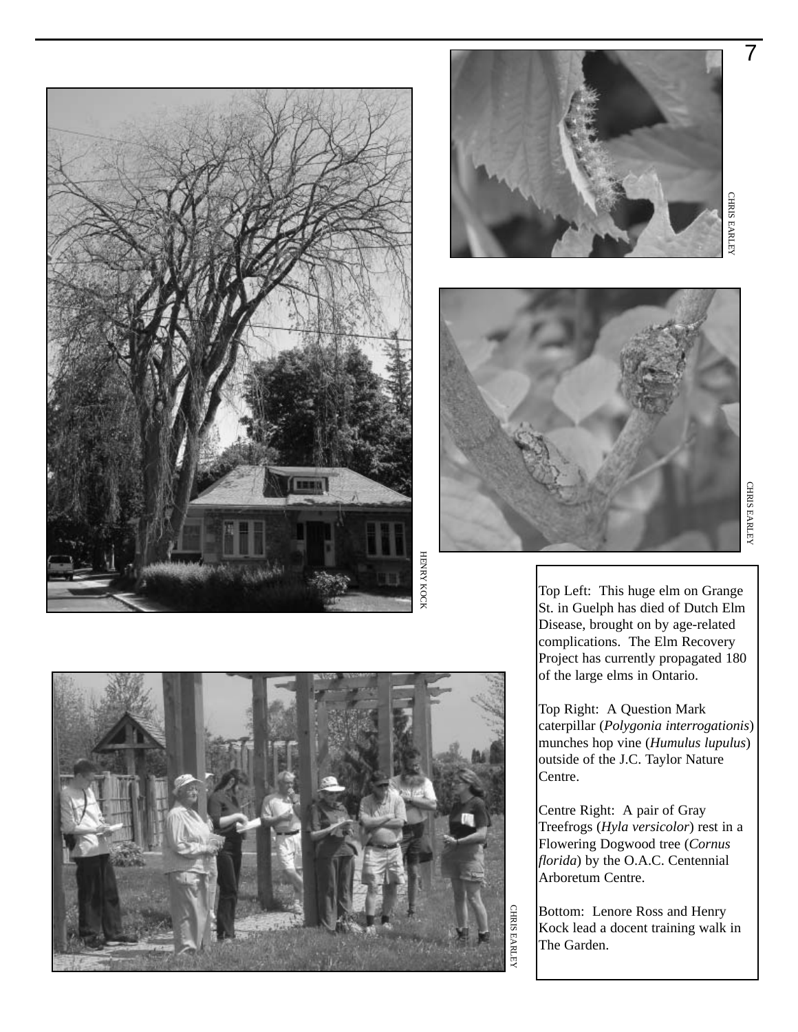HENRY KOCK

CHRIS EARLEY

CHRIS EARLEY

CHRIS EARLEY

Top Left: This huge elm on Grange St. in Guelph has died of Dutch Elm Disease, brought on by age-related complications. The Elm Recovery Project has currently propagated 180 of the large elms in Ontario.

Top Right: A Question Mark caterpillar (*Polygonia interrogationis*) munches hop vine (*Humulus lupulus*) outside of the J.C. Taylor Nature Centre.

Centre Right: A pair of Gray Treefrogs (*Hyla versicolor*) rest in a Flowering Dogwood tree (*Cornus florida*) by the O.A.C. Centennial Arboretum Centre.

Bottom: Lenore Ross and Henry Kock lead a docent training walk in The Garden.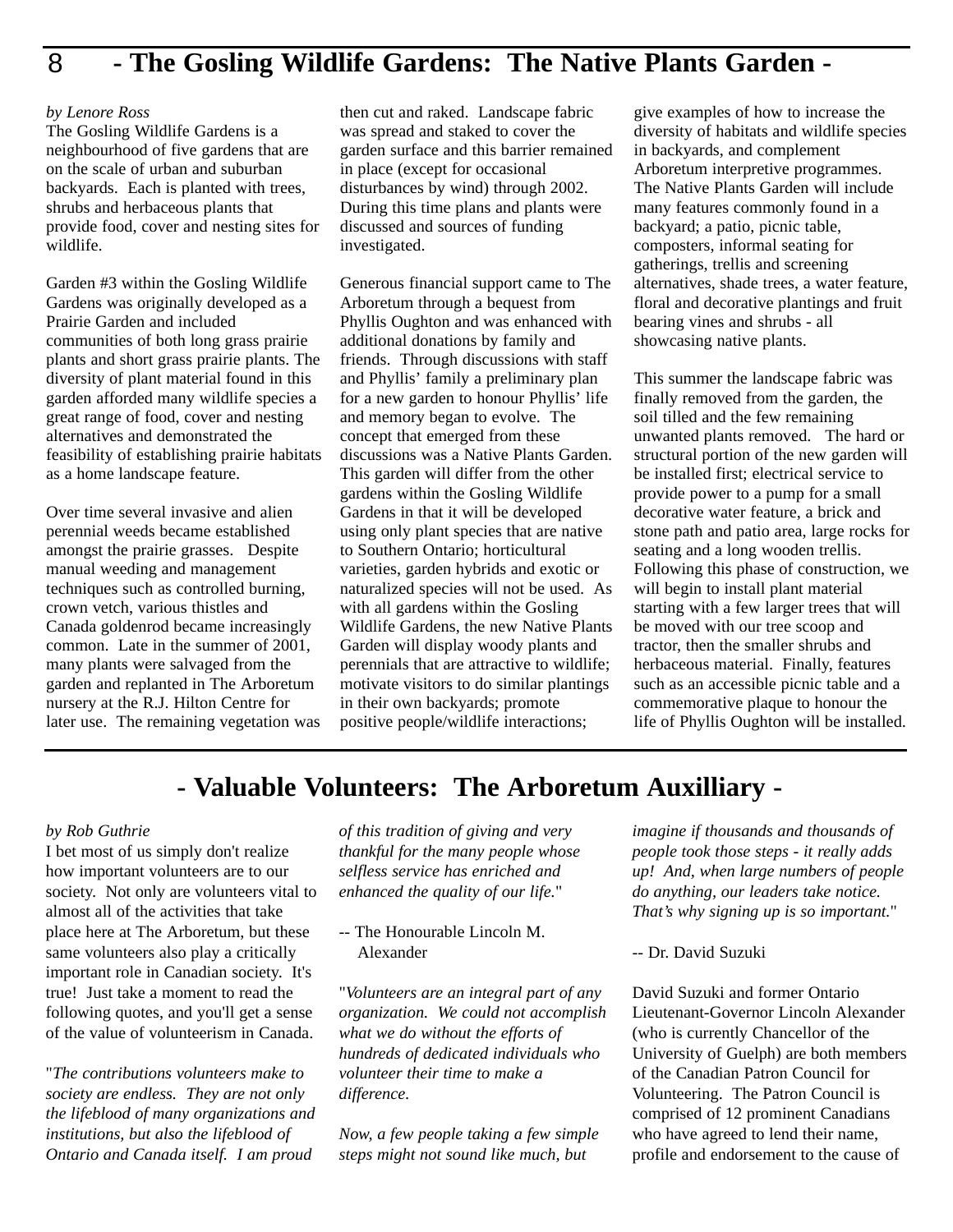# - The Gosling Wildlife Gardens: The Native Plants Garden -

*by Lenore Ross*

The Gosling Wildlife Gardens is a neighbourhood of five gardens that are on the scale of urban and suburban backyards. Each is planted with trees, shrubs and herbaceous plants that provide food, cover and nesting sites for wildlife.

Garden #3 within the Gosling Wildlife Gardens was originally developed as a Prairie Garden and included communities of both long grass prairie plants and short grass prairie plants. The diversity of plant material found in this garden afforded many wildlife species a great range of food, cover and nesting alternatives and demonstrated the feasibility of establishing prairie habitats as a home landscape feature.

Over time several invasive and alien perennial weeds became established amongst the prairie grasses. Despite manual weeding and management techniques such as controlled burning, crown vetch, various thistles and Canada goldenrod became increasingly common. Late in the summer of 2001, many plants were salvaged from the garden and replanted in The Arboretum nursery at the R.J. Hilton Centre for later use. The remaining vegetation was then cut and raked. Landscape fabric was spread and staked to cover the garden surface and this barrier remained in place (except for occasional disturbances by wind) through 2002. During this time plans and plants were discussed and sources of funding investigated.

Generous financial support came to The Arboretum through a bequest from Phyllis Oughton and was enhanced with additional donations by family and friends. Through discussions with staff and Phyllis' family a preliminary plan for a new garden to honour Phyllis' life and memory began to evolve. The concept that emerged from these discussions was a Native Plants Garden. This garden will differ from the other gardens within the Gosling Wildlife Gardens in that it will be developed using only plant species that are native to Southern Ontario; horticultural varieties, garden hybrids and exotic or naturalized species will not be used. As with all gardens within the Gosling Wildlife Gardens, the new Native Plants Garden will display woody plants and perennials that are attractive to wildlife; motivate visitors to do similar plantings in their own backyards; promote positive people/wildlife interactions; give examples of how to increase the diversity of habitats and wildlife species in backyards, and complement Arboretum interpretive programmes. The Native Plants Garden will include many features commonly found in a backyard; a patio, picnic table, composters, informal seating for gatherings, trellis and screening alternatives, shade trees, a water feature, floral and decorative plantings and fruit bearing vines and shrubs - all showcasing native plants.

This summer the landscape fabric was finally removed from the garden, the soil tilled and the few remaining unwanted plants removed. The hard or structural portion of the new garden will be installed first; electrical service to provide power to a pump for a small decorative water feature, a brick and stone path and patio area, large rocks for seating and a long wooden trellis. Following this phase of construction, we will begin to install plant material starting with a few larger trees that will be moved with our tree scoop and tractor, then the smaller shrubs and herbaceous material. Finally, features such as an accessible picnic table and a commemorative plaque to honour the life of Phyllis Oughton will be installed.

# - Valuable Volunteers: The Arboretum Auxilliary -

*by Rob Guthrie*

I bet most of us simply don't realize how important volunteers are to our society. Not only are volunteers vital to almost all of the activities that take place here at The Arboretum, but these same volunteers also play a critically important role in Canadian society. It's true! Just take a moment to read the following quotes, and you'll get a sense of the value of volunteerism in Canada.

"*The contributions volunteers make to society are endless. They are not only the lifeblood of many organizations and institutions, but also the lifeblood of Ontario and Canada itself. I am proud of this tradition of giving and very thankful for the many people whose selfless service has enriched and enhanced the quality of our life.*"

-- The Honourable Lincoln M. Alexander

"*Volunteers are an integral part of any organization. We could not accomplish what we do without the efforts of hundreds of dedicated individuals who volunteer their time to make a difference.*

*Now, a few people taking a few simple steps might not sound like much, but imagine if thousands and thousands of people took those steps - it really adds up! And, when large numbers of people do anything, our leaders take notice. That's why signing up is so important.*"

-- Dr. David Suzuki

David Suzuki and former Ontario Lieutenant-Governor Lincoln Alexander (who is currently Chancellor of the University of Guelph) are both members of the Canadian Patron Council for Volunteering. The Patron Council is comprised of 12 prominent Canadians who have agreed to lend their name, profile and endorsement to the cause of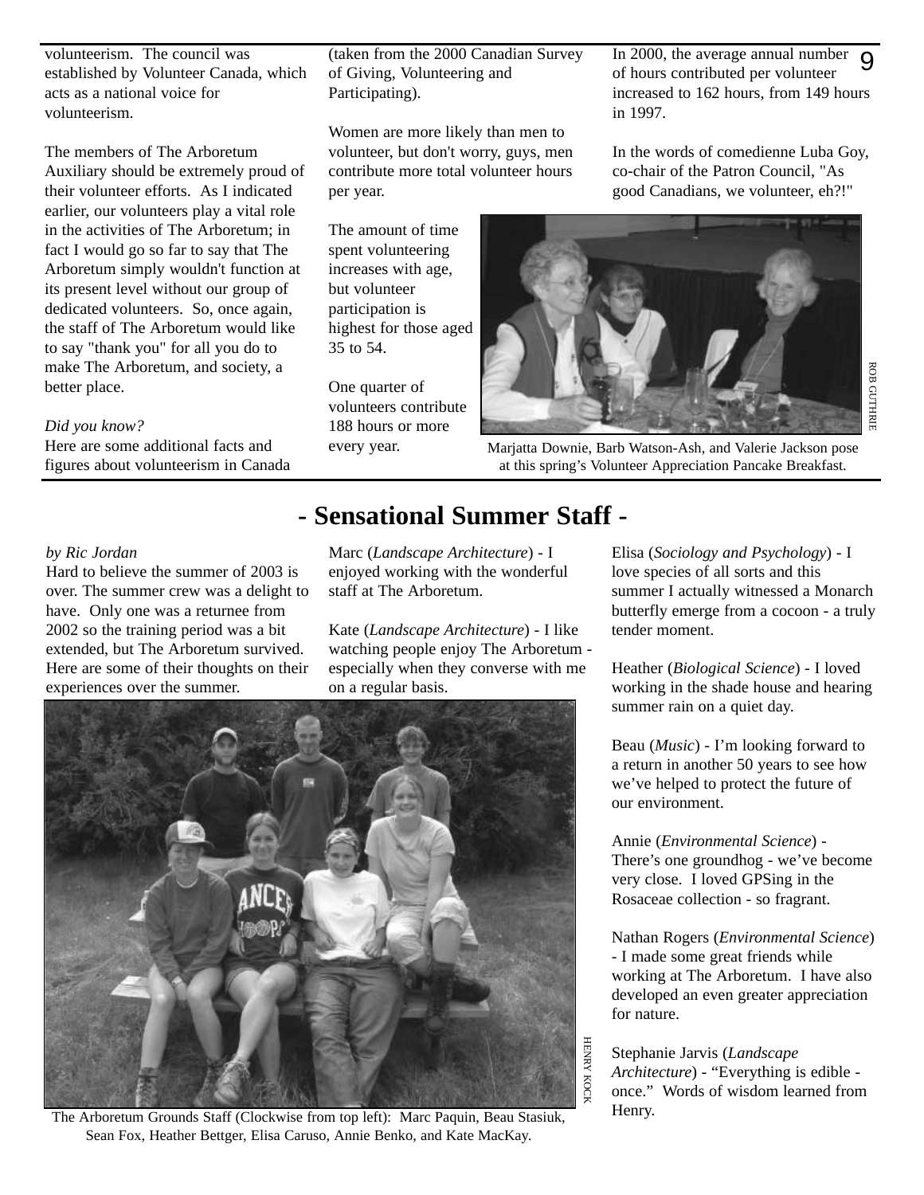volunteerism. The council was established by Volunteer Canada, which acts as a national voice for volunteerism.

The members of The Arboretum Auxiliary should be extremely proud of their volunteer efforts. As I indicated earlier, our volunteers play a vital role in the activities of The Arboretum; in fact I would go so far to say that The Arboretum simply wouldn't function at its present level without our group of dedicated volunteers. So, once again, the staff of The Arboretum would like to say "thank you" for all you do to make The Arboretum, and society, a better place.

*Did you know?*
Here are some additional facts and figures about volunteerism in Canada (taken from the 2000 Canadian Survey of Giving, Volunteering and Participating).

Women are more likely than men to volunteer, but don't worry, guys, men contribute more total volunteer hours per year.

The amount of time spent volunteering increases with age, but volunteer participation is highest for those aged 35 to 54.

One quarter of volunteers contribute 188 hours or more every year.

In 2000, the average annual number of hours contributed per volunteer increased to 162 hours, from 149 hours in 1997.

In the words of comedienne Luba Goy, co-chair of the Patron Council, "As good Canadians, we volunteer, eh?!"

ROB GUTHRIE

Marjatta Downie, Barb Watson-Ash, and Valerie Jackson pose at this spring's Volunteer Appreciation Pancake Breakfast.

# - Sensational Summer Staff -

*by Ric Jordan*

Hard to believe the summer of 2003 is over. The summer crew was a delight to have. Only one was a returnee from 2002 so the training period was a bit extended, but The Arboretum survived. Here are some of their thoughts on their experiences over the summer.

HENRY KOCK

The Arboretum Grounds Staff (Clockwise from top left): Marc Paquin, Beau Stasiuk, Sean Fox, Heather Bettger, Elisa Caruso, Annie Benko, and Kate MacKay.

Marc (*Landscape Architecture*) - I enjoyed working with the wonderful staff at The Arboretum.

Kate (*Landscape Architecture*) - I like watching people enjoy The Arboretum - especially when they converse with me on a regular basis.

Elisa (*Sociology and Psychology*) - I love species of all sorts and this summer I actually witnessed a Monarch butterfly emerge from a cocoon - a truly tender moment.

Heather (*Biological Science*) - I loved working in the shade house and hearing summer rain on a quiet day.

Beau (*Music*) - I'm looking forward to a return in another 50 years to see how we've helped to protect the future of our environment.

Annie (*Environmental Science*) - There's one groundhog - we've become very close. I loved GPSing in the Rosaceae collection - so fragrant.

Nathan Rogers (*Environmental Science*) - I made some great friends while working at The Arboretum. I have also developed an even greater appreciation for nature.

Stephanie Jarvis (*Landscape Architecture*) - "Everything is edible - once." Words of wisdom learned from Henry.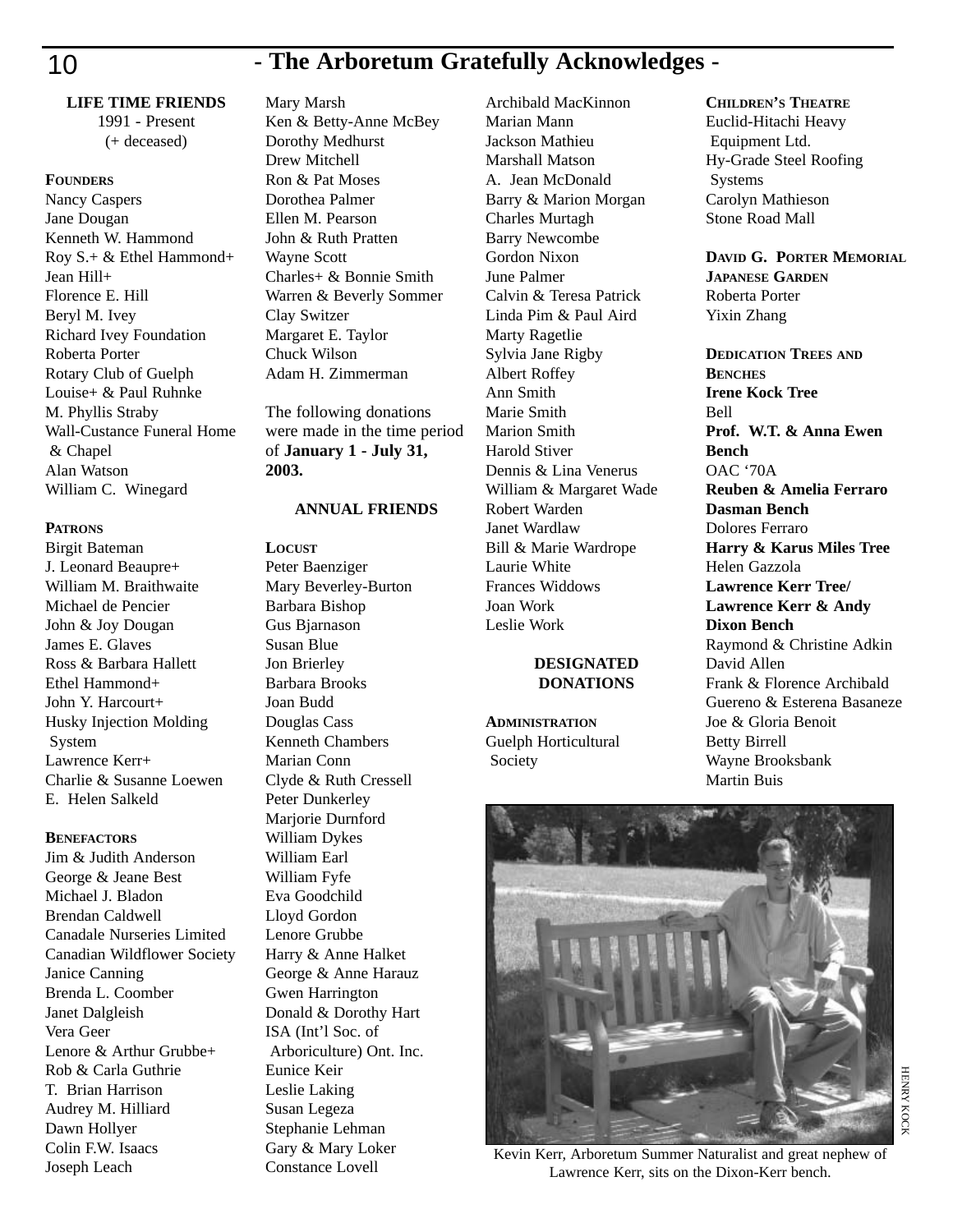# - The Arboretum Gratefully Acknowledges -

**LIFE TIME FRIENDS**
1991 - Present
(+ deceased)

**FOUNDERS**
Nancy Caspers
Jane Dougan
Kenneth W. Hammond
Roy S.+ & Ethel Hammond+
Jean Hill+
Florence E. Hill
Beryl M. Ivey
Richard Ivey Foundation
Roberta Porter
Rotary Club of Guelph
Louise+ & Paul Ruhnke
M. Phyllis Straby
Wall-Custance Funeral Home & Chapel
Alan Watson
William C. Winegard

**PATRONS**
Birgit Bateman
J. Leonard Beaupre+
William M. Braithwaite
Michael de Pencier
John & Joy Dougan
James E. Glaves
Ross & Barbara Hallett
Ethel Hammond+
John Y. Harcourt+
Husky Injection Molding System
Lawrence Kerr+
Charlie & Susanne Loewen
E. Helen Salkeld

**BENEFACTORS**
Jim & Judith Anderson
George & Jeane Best
Michael J. Bladon
Brendan Caldwell
Canadale Nurseries Limited
Canadian Wildflower Society
Janice Canning
Brenda L. Coomber
Janet Dalgleish
Vera Geer
Lenore & Arthur Grubbe+
Rob & Carla Guthrie
T. Brian Harrison
Audrey M. Hilliard
Dawn Hollyer
Colin F.W. Isaacs
Joseph Leach
Mary Marsh
Ken & Betty-Anne McBey
Dorothy Medhurst
Drew Mitchell
Ron & Pat Moses
Dorothea Palmer
Ellen M. Pearson
John & Ruth Pratten
Wayne Scott
Charles+ & Bonnie Smith
Warren & Beverly Sommer
Clay Switzer
Margaret E. Taylor
Chuck Wilson
Adam H. Zimmerman

The following donations were made in the time period of **January 1 - July 31, 2003.**

**ANNUAL FRIENDS**

**LOCUST**
Peter Baenziger
Mary Beverley-Burton
Barbara Bishop
Gus Bjarnason
Susan Blue
Jon Brierley
Barbara Brooks
Joan Budd
Douglas Cass
Kenneth Chambers
Marian Conn
Clyde & Ruth Cressell
Peter Dunkerley
Marjorie Durnford
William Dykes
William Earl
William Fyfe
Eva Goodchild
Lloyd Gordon
Lenore Grubbe
Harry & Anne Halket
George & Anne Harauz
Gwen Harrington
Donald & Dorothy Hart
ISA (Int'l Soc. of Arboriculture) Ont. Inc.
Eunice Keir
Leslie Laking
Susan Legeza
Stephanie Lehman
Gary & Mary Loker
Constance Lovell
Archibald MacKinnon
Marian Mann
Jackson Mathieu
Marshall Matson
A. Jean McDonald
Barry & Marion Morgan
Charles Murtagh
Barry Newcombe
Gordon Nixon
June Palmer
Calvin & Teresa Patrick
Linda Pim & Paul Aird
Marty Ragetlie
Sylvia Jane Rigby
Albert Roffey
Ann Smith
Marie Smith
Marion Smith
Harold Stiver
Dennis & Lina Venerus
William & Margaret Wade
Robert Warden
Janet Wardlaw
Bill & Marie Wardrope
Laurie White
Frances Widdows
Joan Work
Leslie Work

**DESIGNATED DONATIONS**

**ADMINISTRATION**
Guelph Horticultural Society

**CHILDREN'S THEATRE**
Euclid-Hitachi Heavy Equipment Ltd.
Hy-Grade Steel Roofing Systems
Carolyn Mathieson
Stone Road Mall

**DAVID G. PORTER MEMORIAL JAPANESE GARDEN**
Roberta Porter
Yixin Zhang

**DEDICATION TREES AND BENCHES**
**Irene Kock Tree**
Bell
**Prof. W.T. & Anna Ewen Bench**
OAC '70A
**Reuben & Amelia Ferraro Dasman Bench**
Dolores Ferraro
**Harry & Karus Miles Tree**
Helen Gazzola
**Lawrence Kerr Tree/ Lawrence Kerr & Andy Dixon Bench**
Raymond & Christine Adkin
David Allen
Frank & Florence Archibald
Guereno & Esterena Basaneze
Joe & Gloria Benoit
Betty Birrell
Wayne Brooksbank
Martin Buis

HENRY KOCK

Kevin Kerr, Arboretum Summer Naturalist and great nephew of Lawrence Kerr, sits on the Dixon-Kerr bench.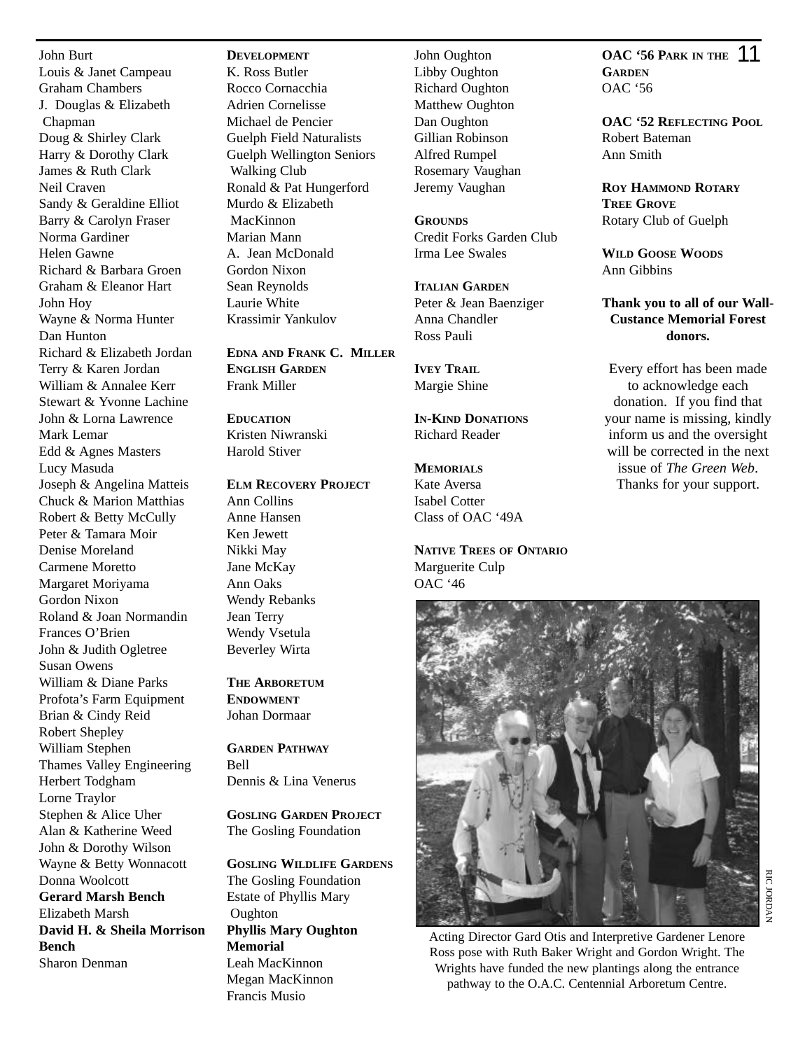John Burt
Louis & Janet Campeau
Graham Chambers
J. Douglas & Elizabeth Chapman
Doug & Shirley Clark
Harry & Dorothy Clark
James & Ruth Clark
Neil Craven
Sandy & Geraldine Elliot
Barry & Carolyn Fraser
Norma Gardiner
Helen Gawne
Richard & Barbara Groen
Graham & Eleanor Hart
John Hoy
Wayne & Norma Hunter
Dan Hunton
Richard & Elizabeth Jordan
Terry & Karen Jordan
William & Annalee Kerr
Stewart & Yvonne Lachine
John & Lorna Lawrence
Mark Lemar
Edd & Agnes Masters
Lucy Masuda
Joseph & Angelina Matteis
Chuck & Marion Matthias
Robert & Betty McCully
Peter & Tamara Moir
Denise Moreland
Carmene Moretto
Margaret Moriyama
Gordon Nixon
Roland & Joan Normandin
Frances O'Brien
John & Judith Ogletree
Susan Owens
William & Diane Parks
Profota's Farm Equipment
Brian & Cindy Reid
Robert Shepley
William Stephen
Thames Valley Engineering
Herbert Todgham
Lorne Traylor
Stephen & Alice Uher
Alan & Katherine Weed
John & Dorothy Wilson
Wayne & Betty Wonnacott
Donna Woolcott

**Gerard Marsh Bench**
Elizabeth Marsh

**David H. & Sheila Morrison Bench**
Sharon Denman

**DEVELOPMENT**
K. Ross Butler
Rocco Cornacchia
Adrien Cornelisse
Michael de Pencier
Guelph Field Naturalists
Guelph Wellington Seniors Walking Club
Ronald & Pat Hungerford
Murdo & Elizabeth MacKinnon
Marian Mann
A. Jean McDonald
Gordon Nixon
Sean Reynolds
Laurie White
Krassimir Yankulov

**EDNA AND FRANK C. MILLER ENGLISH GARDEN**
Frank Miller

**EDUCATION**
Kristen Niwranski
Harold Stiver

**ELM RECOVERY PROJECT**
Ann Collins
Anne Hansen
Ken Jewett
Nikki May
Jane McKay
Ann Oaks
Wendy Rebanks
Jean Terry
Wendy Vsetula
Beverley Wirta

**THE ARBORETUM ENDOWMENT**
Johan Dormaar

**GARDEN PATHWAY**
Bell
Dennis & Lina Venerus

**GOSLING GARDEN PROJECT**
The Gosling Foundation

**GOSLING WILDLIFE GARDENS**
The Gosling Foundation
Estate of Phyllis Mary Oughton

**Phyllis Mary Oughton Memorial**
Leah MacKinnon
Megan MacKinnon
Francis Musio
John Oughton
Libby Oughton
Richard Oughton
Matthew Oughton
Dan Oughton
Gillian Robinson
Alfred Rumpel
Rosemary Vaughan
Jeremy Vaughan

**GROUNDS**
Credit Forks Garden Club
Irma Lee Swales

**ITALIAN GARDEN**
Peter & Jean Baenziger
Anna Chandler
Ross Pauli

**IVEY TRAIL**
Margie Shine

**IN-KIND DONATIONS**
Richard Reader

**MEMORIALS**
Kate Aversa
Isabel Cotter
Class of OAC '49A

**NATIVE TREES OF ONTARIO**
Marguerite Culp
OAC '46

**OAC '56 PARK IN THE GARDEN**
OAC '56

**OAC '52 REFLECTING POOL**
Robert Bateman
Ann Smith

**ROY HAMMOND ROTARY TREE GROVE**
Rotary Club of Guelph

**WILD GOOSE WOODS**
Ann Gibbins

**Thank you to all of our Wall-Custance Memorial Forest donors.**

Every effort has been made to acknowledge each donation. If you find that your name is missing, kindly inform us and the oversight will be corrected in the next issue of *The Green Web*. Thanks for your support.

RIC JORDAN

Acting Director Gard Otis and Interpretive Gardener Lenore Ross pose with Ruth Baker Wright and Gordon Wright. The Wrights have funded the new plantings along the entrance pathway to the O.A.C. Centennial Arboretum Centre.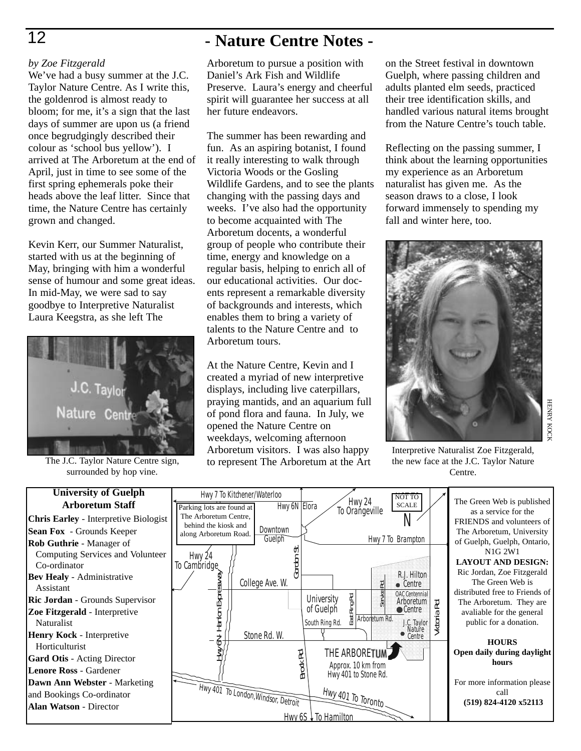# - Nature Centre Notes -

*by Zoe Fitzgerald*

We've had a busy summer at the J.C. Taylor Nature Centre. As I write this, the goldenrod is almost ready to bloom; for me, it's a sign that the last days of summer are upon us (a friend once begrudgingly described their colour as 'school bus yellow'). I arrived at The Arboretum at the end of April, just in time to see some of the first spring ephemerals poke their heads above the leaf litter. Since that time, the Nature Centre has certainly grown and changed.

Kevin Kerr, our Summer Naturalist, started with us at the beginning of May, bringing with him a wonderful sense of humour and some great ideas. In mid-May, we were sad to say goodbye to Interpretive Naturalist Laura Keegstra, as she left The Arboretum to pursue a position with Daniel's Ark Fish and Wildlife Preserve. Laura's energy and cheerful spirit will guarantee her success at all her future endeavors.

The J.C. Taylor Nature Centre sign, surrounded by hop vine.

The summer has been rewarding and fun. As an aspiring botanist, I found it really interesting to walk through Victoria Woods or the Gosling Wildlife Gardens, and to see the plants changing with the passing days and weeks. I've also had the opportunity to become acquainted with The Arboretum docents, a wonderful group of people who contribute their time, energy and knowledge on a regular basis, helping to enrich all of our educational activities. Our docents represent a remarkable diversity of backgrounds and interests, which enables them to bring a variety of talents to the Nature Centre and to Arboretum tours.

At the Nature Centre, Kevin and I created a myriad of new interpretive displays, including live caterpillars, praying mantids, and an aquarium full of pond flora and fauna. In July, we opened the Nature Centre on weekdays, welcoming afternoon Arboretum visitors. I was also happy to represent The Arboretum at the Art on the Street festival in downtown Guelph, where passing children and adults planted elm seeds, practiced their tree identification skills, and handled various natural items brought from the Nature Centre's touch table.

Reflecting on the passing summer, I think about the learning opportunities my experience as an Arboretum naturalist has given me. As the season draws to a close, I look forward immensely to spending my fall and winter here, too.

HENRY KOCK

Interpretive Naturalist Zoe Fitzgerald, the new face at the J.C. Taylor Nature Centre.

**University of Guelph Arboretum Staff**

**Chris Earley** - Interpretive Biologist
**Sean Fox** - Grounds Keeper
**Rob Guthrie** - Manager of Computing Services and Volunteer Co-ordinator
**Bev Healy** - Administrative Assistant
**Ric Jordan** - Grounds Supervisor
**Zoe Fitzgerald** - Interpretive Naturalist
**Henry Kock** - Interpretive Horticulturist
**Gard Otis** - Acting Director
**Lenore Ross** - Gardener
**Dawn Ann Webster** - Marketing and Bookings Co-ordinator
**Alan Watson** - Director

Hwy 7 To Kitchener/Waterloo
Hwy 6N Elora
Hwy 24 To Orangeville
NOT TO SCALE
N
Parking lots are found at The Arboretum Centre, behind the kiosk and along Arboretum Road.
Downtown Guelph
Hwy 7 To Brampton
Hwy 24 To Cambridge
Gordon St.
College Ave. W.
R.J. Hilton Centre
OAC Centennial Arboretum Centre
University of Guelph
East Ring Rd
Service Rd.
Victoria Rd.
South Ring Rd.
Arboretum Rd.
J.C. Taylor Nature Centre
Stone Rd. W.
Hwy 6N - Hanlon Expressway
Brock Rd.
THE ARBORETUM
Approx. 10 km from Hwy 401 to Stone Rd.
Hwy 401 To London,Windsor, Detroit
Hwy 401 To Toronto
Hwy 6S To Hamilton

The Green Web is published as a service for the FRIENDS and volunteers of The Arboretum, University of Guelph, Guelph, Ontario, N1G 2W1

**LAYOUT AND DESIGN:** Ric Jordan, Zoe Fitzgerald

The Green Web is distributed free to Friends of The Arboretum. They are avaliable for the general public for a donation.

**HOURS**
**Open daily during daylight hours**

For more information please call
**(519) 824-4120 x52113**